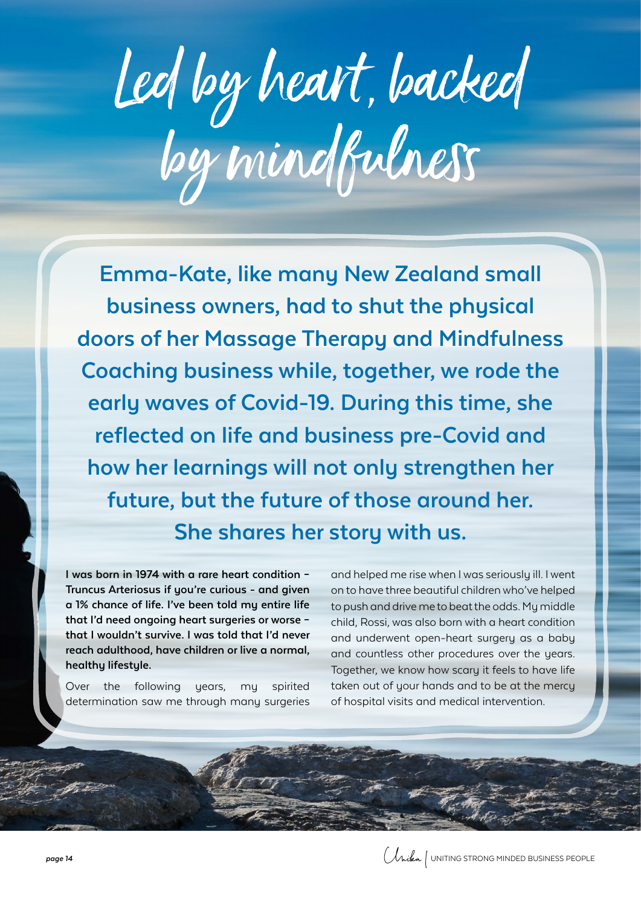# Led by heart, backed by mindfulness

**Emma-Kate, like many New Zealand small business owners, had to shut the physical doors of her Massage Therapy and Mindfulness Coaching business while, together, we rode the early waves of Covid-19. During this time, she reflected on life and business pre-Covid and how her learnings will not only strengthen her future, but the future of those around her. She shares her story with us.**

**I was born in 1974 with a rare heart condition – Truncus Arteriosus if you're curious - and given a 1% chance of life. I've been told my entire life that I'd need ongoing heart surgeries or worse – that I wouldn't survive. I was told that I'd never reach adulthood, have children or live a normal, healthy lifestyle.**

Over the following years, my spirited determination saw me through many surgeries and helped me rise when I was seriously ill. I went on to have three beautiful children who've helped to push and drive me to beat the odds. My middle child, Rossi, was also born with a heart condition and underwent open-heart surgery as a baby and countless other procedures over the years. Together, we know how scary it feels to have life taken out of your hands and to be at the mercy of hospital visits and medical intervention.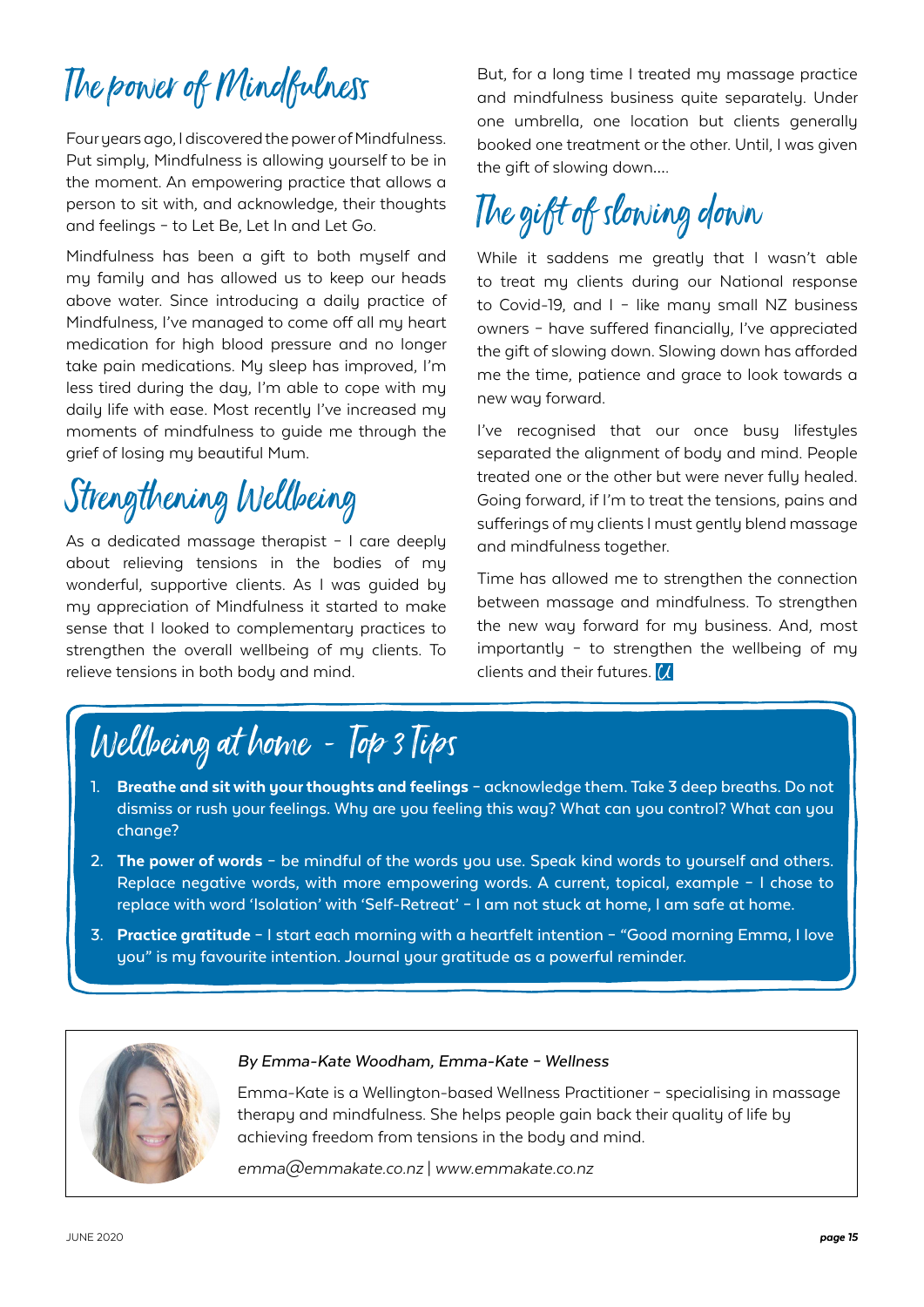# The power of Mindfulness

Four years ago, I discovered the power of Mindfulness. Put simply, Mindfulness is allowing yourself to be in the moment. An empowering practice that allows a person to sit with, and acknowledge, their thoughts and feelings – to Let Be, Let In and Let Go.

Mindfulness has been a gift to both myself and my family and has allowed us to keep our heads above water. Since introducing a daily practice of Mindfulness, I've managed to come off all my heart medication for high blood pressure and no longer take pain medications. My sleep has improved, I'm less tired during the day, I'm able to cope with my daily life with ease. Most recently I've increased my moments of mindfulness to guide me through the grief of losing my beautiful Mum.

## Strengthening Wellbeing

As a dedicated massage therapist – I care deeply about relieving tensions in the bodies of my wonderful, supportive clients. As I was guided by my appreciation of Mindfulness it started to make sense that I looked to complementary practices to strengthen the overall wellbeing of my clients. To relieve tensions in both body and mind.

But, for a long time I treated my massage practice and mindfulness business quite separately. Under one umbrella, one location but clients generally booked one treatment or the other. Until, I was given the gift of slowing down....

## The gift of slowing down

While it saddens me greatly that I wasn't able to treat my clients during our National response to Covid-19, and I – like many small NZ business owners – have suffered financially, I've appreciated the gift of slowing down. Slowing down has afforded me the time, patience and grace to look towards a new way forward.

I've recognised that our once busy lifestyles separated the alignment of body and mind. People treated one or the other but were never fully healed. Going forward, if I'm to treat the tensions, pains and sufferings of my clients I must gently blend massage and mindfulness together.

Time has allowed me to strengthen the connection between massage and mindfulness. To strengthen the new way forward for my business. And, most importantly – to strengthen the wellbeing of my clients and their futures.

## Wellbeing at home - Top 3 Tips

1. **Breathe and sit with your thoughts and feelings** – acknowledge them. Take 3 deep breaths. Do not dismiss or rush your feelings. Why are you feeling this way? What can you control? What can you change?
2. **The power of words** – be mindful of the words you use. Speak kind words to yourself and others. Replace negative words, with more empowering words. A current, topical, example – I chose to replace with word 'Isolation' with 'Self-Retreat' – I am not stuck at home, I am safe at home.
3. **Practice gratitude** – I start each morning with a heartfelt intention – "Good morning Emma, I love you" is my favourite intention. Journal your gratitude as a powerful reminder.

*By Emma-Kate Woodham, Emma-Kate – Wellness*

Emma-Kate is a Wellington-based Wellness Practitioner – specialising in massage therapy and mindfulness. She helps people gain back their quality of life by achieving freedom from tensions in the body and mind.

*emma@emmakate.co.nz | www.emmakate.co.nz*